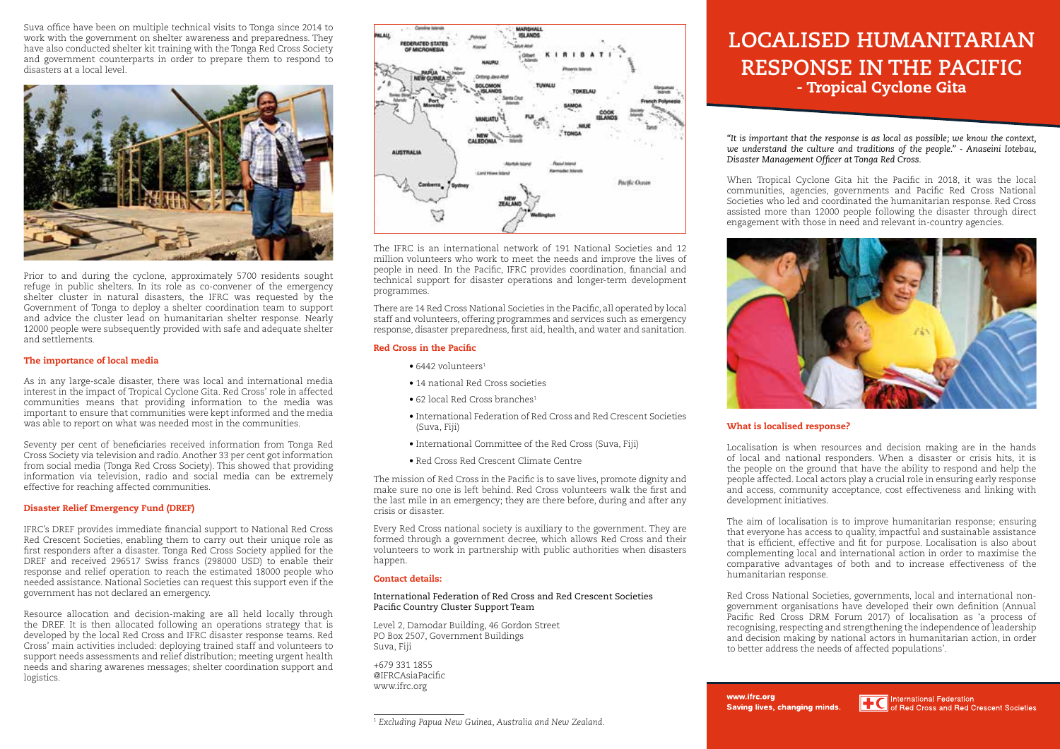# LOCALISED HUMANITARIAN RESPONSE IN THE PACIFIC

## - Tropical Cyclone Gita

*"It is important that the response is as local as possible; we know the context, we understand the culture and traditions of the people." - Anaseini Iotebau, Disaster Management Officer at Tonga Red Cross.*

When Tropical Cyclone Gita hit the Pacific in 2018, it was the local communities, agencies, governments and Pacific Red Cross National Societies who led and coordinated the humanitarian response. Red Cross assisted more than 12000 people following the disaster through direct engagement with those in need and relevant in-country agencies.

### What is localised response?

Localisation is when resources and decision making are in the hands of local and national responders. When a disaster or crisis hits, it is the people on the ground that have the ability to respond and help the people affected. Local actors play a crucial role in ensuring early response and access, community acceptance, cost effectiveness and linking with development initiatives.

The aim of localisation is to improve humanitarian response; ensuring that everyone has access to quality, impactful and sustainable assistance that is efficient, effective and fit for purpose. Localisation is also about complementing local and international action in order to maximise the comparative advantages of both and to increase effectiveness of the humanitarian response.

Red Cross National Societies, governments, local and international non-government organisations have developed their own definition (Annual Pacific Red Cross DRM Forum 2017) of localisation as 'a process of recognising, respecting and strengthening the independence of leadership and decision making by national actors in humanitarian action, in order to better address the needs of affected populations'.

Suva office have been on multiple technical visits to Tonga since 2014 to work with the government on shelter awareness and preparedness. They have also conducted shelter kit training with the Tonga Red Cross Society and government counterparts in order to prepare them to respond to disasters at a local level.

Prior to and during the cyclone, approximately 5700 residents sought refuge in public shelters. In its role as co-convener of the emergency shelter cluster in natural disasters, the IFRC was requested by the Government of Tonga to deploy a shelter coordination team to support and advice the cluster lead on humanitarian shelter response. Nearly 12000 people were subsequently provided with safe and adequate shelter and settlements.

### The importance of local media

As in any large-scale disaster, there was local and international media interest in the impact of Tropical Cyclone Gita. Red Cross' role in affected communities means that providing information to the media was important to ensure that communities were kept informed and the media was able to report on what was needed most in the communities.

Seventy per cent of beneficiaries received information from Tonga Red Cross Society via television and radio. Another 33 per cent got information from social media (Tonga Red Cross Society). This showed that providing information via television, radio and social media can be extremely effective for reaching affected communities.

### Disaster Relief Emergency Fund (DREF)

IFRC's DREF provides immediate financial support to National Red Cross Red Crescent Societies, enabling them to carry out their unique role as first responders after a disaster. Tonga Red Cross Society applied for the DREF and received 296517 Swiss francs (298000 USD) to enable their response and relief operation to reach the estimated 18000 people who needed assistance. National Societies can request this support even if the government has not declared an emergency.

Resource allocation and decision-making are all held locally through the DREF. It is then allocated following an operations strategy that is developed by the local Red Cross and IFRC disaster response teams. Red Cross' main activities included: deploying trained staff and volunteers to support needs assessments and relief distribution; meeting urgent health needs and sharing awarenes messages; shelter coordination support and logistics.

The IFRC is an international network of 191 National Societies and 12 million volunteers who work to meet the needs and improve the lives of people in need. In the Pacific, IFRC provides coordination, financial and technical support for disaster operations and longer-term development programmes.

There are 14 Red Cross National Societies in the Pacific, all operated by local staff and volunteers, offering programmes and services such as emergency response, disaster preparedness, first aid, health, and water and sanitation.

### Red Cross in the Pacific

- 6442 volunteers[1]
- 14 national Red Cross societies
- 62 local Red Cross branches[1]
- International Federation of Red Cross and Red Crescent Societies (Suva, Fiji)
- International Committee of the Red Cross (Suva, Fiji)
- Red Cross Red Crescent Climate Centre

The mission of Red Cross in the Pacific is to save lives, promote dignity and make sure no one is left behind. Red Cross volunteers walk the first and the last mile in an emergency; they are there before, during and after any crisis or disaster.

Every Red Cross national society is auxiliary to the government. They are formed through a government decree, which allows Red Cross and their volunteers to work in partnership with public authorities when disasters happen.

### Contact details:

International Federation of Red Cross and Red Crescent Societies
Pacific Country Cluster Support Team

Level 2, Damodar Building, 46 Gordon Street
PO Box 2507, Government Buildings
Suva, Fiji

+679 331 1855
@IFRCAsiaPacific
www.ifrc.org

[1] *Excluding Papua New Guinea, Australia and New Zealand.*

www.ifrc.org
Saving lives, changing minds.

International Federation of Red Cross and Red Crescent Societies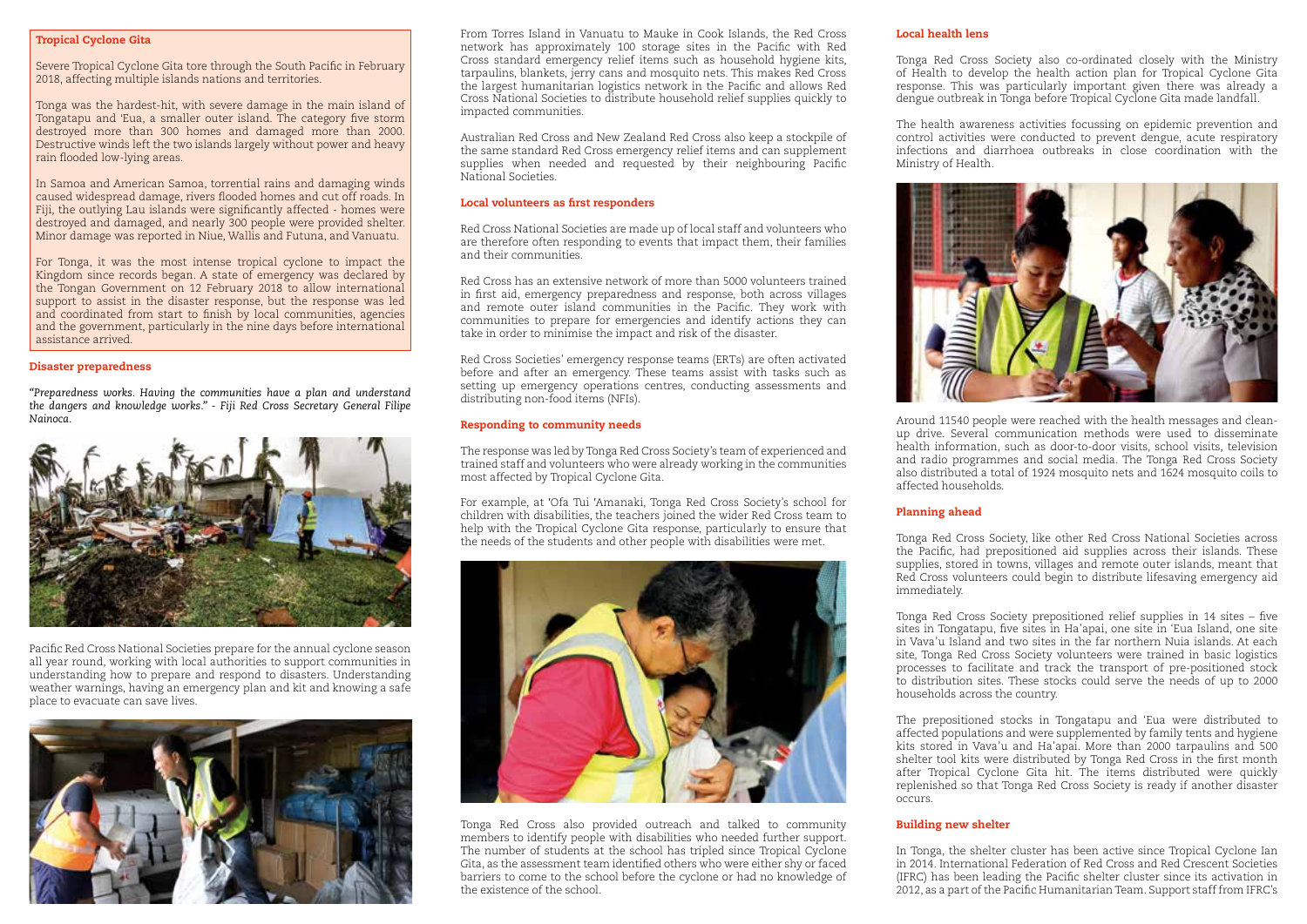## Tropical Cyclone Gita

Severe Tropical Cyclone Gita tore through the South Pacific in February 2018, affecting multiple islands nations and territories.

Tonga was the hardest-hit, with severe damage in the main island of Tongatapu and 'Eua, a smaller outer island. The category five storm destroyed more than 300 homes and damaged more than 2000. Destructive winds left the two islands largely without power and heavy rain flooded low-lying areas.

In Samoa and American Samoa, torrential rains and damaging winds caused widespread damage, rivers flooded homes and cut off roads. In Fiji, the outlying Lau islands were significantly affected - homes were destroyed and damaged, and nearly 300 people were provided shelter. Minor damage was reported in Niue, Wallis and Futuna, and Vanuatu.

For Tonga, it was the most intense tropical cyclone to impact the Kingdom since records began. A state of emergency was declared by the Tongan Government on 12 February 2018 to allow international support to assist in the disaster response, but the response was led and coordinated from start to finish by local communities, agencies and the government, particularly in the nine days before international assistance arrived.

## Disaster preparedness

*"Preparedness works. Having the communities have a plan and understand the dangers and knowledge works." - Fiji Red Cross Secretary General Filipe Nainoca.*

Pacific Red Cross National Societies prepare for the annual cyclone season all year round, working with local authorities to support communities in understanding how to prepare and respond to disasters. Understanding weather warnings, having an emergency plan and kit and knowing a safe place to evacuate can save lives.

From Torres Island in Vanuatu to Mauke in Cook Islands, the Red Cross network has approximately 100 storage sites in the Pacific with Red Cross standard emergency relief items such as household hygiene kits, tarpaulins, blankets, jerry cans and mosquito nets. This makes Red Cross the largest humanitarian logistics network in the Pacific and allows Red Cross National Societies to distribute household relief supplies quickly to impacted communities.

Australian Red Cross and New Zealand Red Cross also keep a stockpile of the same standard Red Cross emergency relief items and can supplement supplies when needed and requested by their neighbouring Pacific National Societies.

## Local volunteers as first responders

Red Cross National Societies are made up of local staff and volunteers who are therefore often responding to events that impact them, their families and their communities.

Red Cross has an extensive network of more than 5000 volunteers trained in first aid, emergency preparedness and response, both across villages and remote outer island communities in the Pacific. They work with communities to prepare for emergencies and identify actions they can take in order to minimise the impact and risk of the disaster.

Red Cross Societies' emergency response teams (ERTs) are often activated before and after an emergency. These teams assist with tasks such as setting up emergency operations centres, conducting assessments and distributing non-food items (NFIs).

## Responding to community needs

The response was led by Tonga Red Cross Society's team of experienced and trained staff and volunteers who were already working in the communities most affected by Tropical Cyclone Gita.

For example, at 'Ofa Tui 'Amanaki, Tonga Red Cross Society's school for children with disabilities, the teachers joined the wider Red Cross team to help with the Tropical Cyclone Gita response, particularly to ensure that the needs of the students and other people with disabilities were met.

Tonga Red Cross also provided outreach and talked to community members to identify people with disabilities who needed further support. The number of students at the school has tripled since Tropical Cyclone Gita, as the assessment team identified others who were either shy or faced barriers to come to the school before the cyclone or had no knowledge of the existence of the school.

## Local health lens

Tonga Red Cross Society also co-ordinated closely with the Ministry of Health to develop the health action plan for Tropical Cyclone Gita response. This was particularly important given there was already a dengue outbreak in Tonga before Tropical Cyclone Gita made landfall.

The health awareness activities focussing on epidemic prevention and control activities were conducted to prevent dengue, acute respiratory infections and diarrhoea outbreaks in close coordination with the Ministry of Health.

Around 11540 people were reached with the health messages and clean-up drive. Several communication methods were used to disseminate health information, such as door-to-door visits, school visits, television and radio programmes and social media. The Tonga Red Cross Society also distributed a total of 1924 mosquito nets and 1624 mosquito coils to affected households.

## Planning ahead

Tonga Red Cross Society, like other Red Cross National Societies across the Pacific, had prepositioned aid supplies across their islands. These supplies, stored in towns, villages and remote outer islands, meant that Red Cross volunteers could begin to distribute lifesaving emergency aid immediately.

Tonga Red Cross Society prepositioned relief supplies in 14 sites – five sites in Tongatapu, five sites in Ha'apai, one site in 'Eua Island, one site in Vava'u Island and two sites in the far northern Nuia islands. At each site, Tonga Red Cross Society volunteers were trained in basic logistics processes to facilitate and track the transport of pre-positioned stock to distribution sites. These stocks could serve the needs of up to 2000 households across the country.

The prepositioned stocks in Tongatapu and 'Eua were distributed to affected populations and were supplemented by family tents and hygiene kits stored in Vava'u and Ha'apai. More than 2000 tarpaulins and 500 shelter tool kits were distributed by Tonga Red Cross in the first month after Tropical Cyclone Gita hit. The items distributed were quickly replenished so that Tonga Red Cross Society is ready if another disaster occurs.

## Building new shelter

In Tonga, the shelter cluster has been active since Tropical Cyclone Ian in 2014. International Federation of Red Cross and Red Crescent Societies (IFRC) has been leading the Pacific shelter cluster since its activation in 2012, as a part of the Pacific Humanitarian Team. Support staff from IFRC's